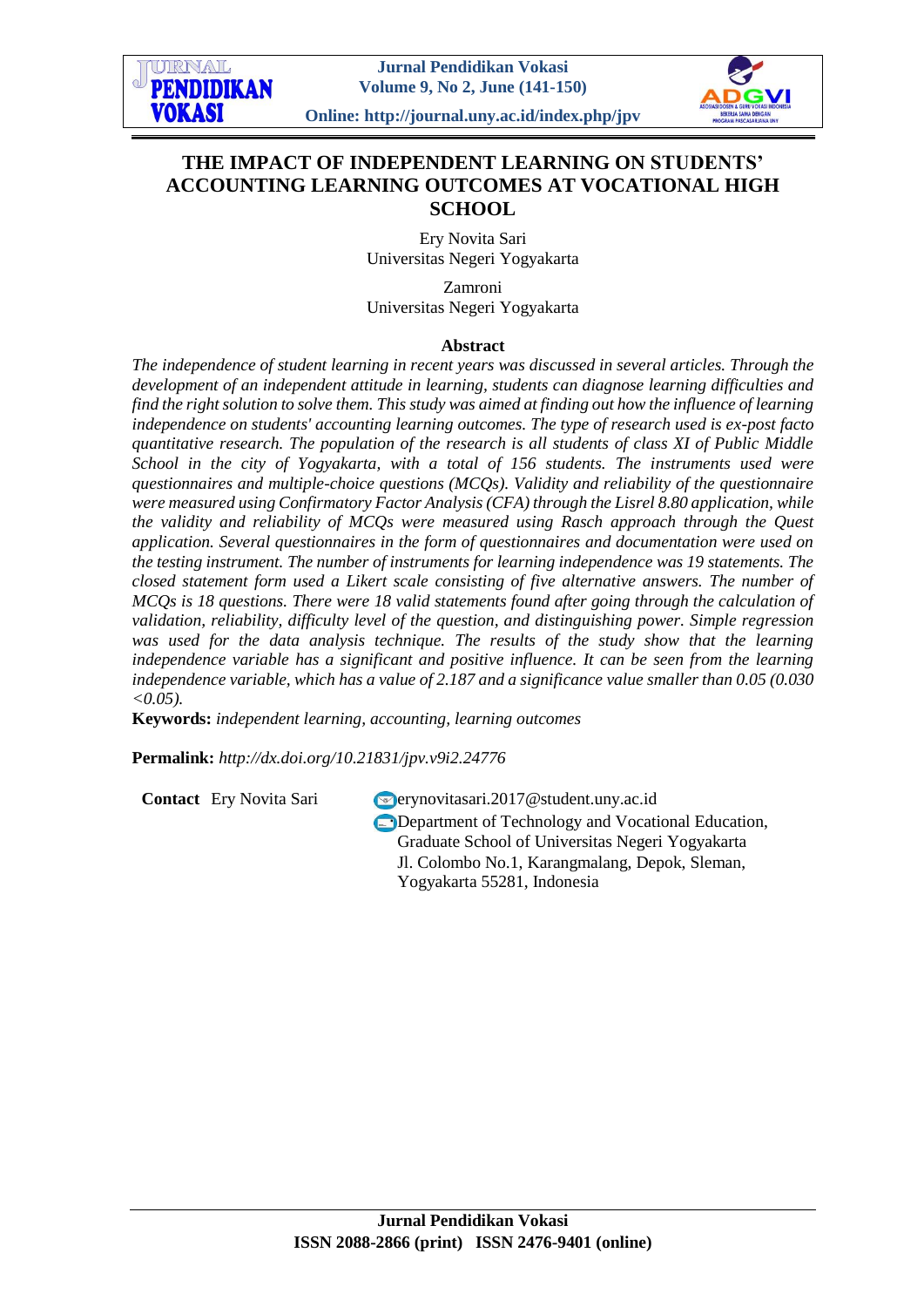# THE IMPACT OF INDEPENDENT LEARNING ON STUDENTS' ACCOUNTING LEARNING OUTCOMES AT VOCATIONAL HIGH SCHOOL

Ery Novita Sari
Universitas Negeri Yogyakarta

Zamroni
Universitas Negeri Yogyakarta

## Abstract

*The independence of student learning in recent years was discussed in several articles. Through the development of an independent attitude in learning, students can diagnose learning difficulties and find the right solution to solve them. This study was aimed at finding out how the influence of learning independence on students' accounting learning outcomes. The type of research used is ex-post facto quantitative research. The population of the research is all students of class XI of Public Middle School in the city of Yogyakarta, with a total of 156 students. The instruments used were questionnaires and multiple-choice questions (MCQs). Validity and reliability of the questionnaire were measured using Confirmatory Factor Analysis (CFA) through the Lisrel 8.80 application, while the validity and reliability of MCQs were measured using Rasch approach through the Quest application. Several questionnaires in the form of questionnaires and documentation were used on the testing instrument. The number of instruments for learning independence was 19 statements. The closed statement form used a Likert scale consisting of five alternative answers. The number of MCQs is 18 questions. There were 18 valid statements found after going through the calculation of validation, reliability, difficulty level of the question, and distinguishing power. Simple regression was used for the data analysis technique. The results of the study show that the learning independence variable has a significant and positive influence. It can be seen from the learning independence variable, which has a value of 2.187 and a significance value smaller than 0.05 (0.030 <0.05).*

**Keywords:** *independent learning, accounting, learning outcomes*

**Permalink:** *http://dx.doi.org/10.21831/jpv.v9i2.24776*

**Contact** Ery Novita Sari

erynovitasari.2017@student.uny.ac.id
Department of Technology and Vocational Education, Graduate School of Universitas Negeri Yogyakarta
Jl. Colombo No.1, Karangmalang, Depok, Sleman, Yogyakarta 55281, Indonesia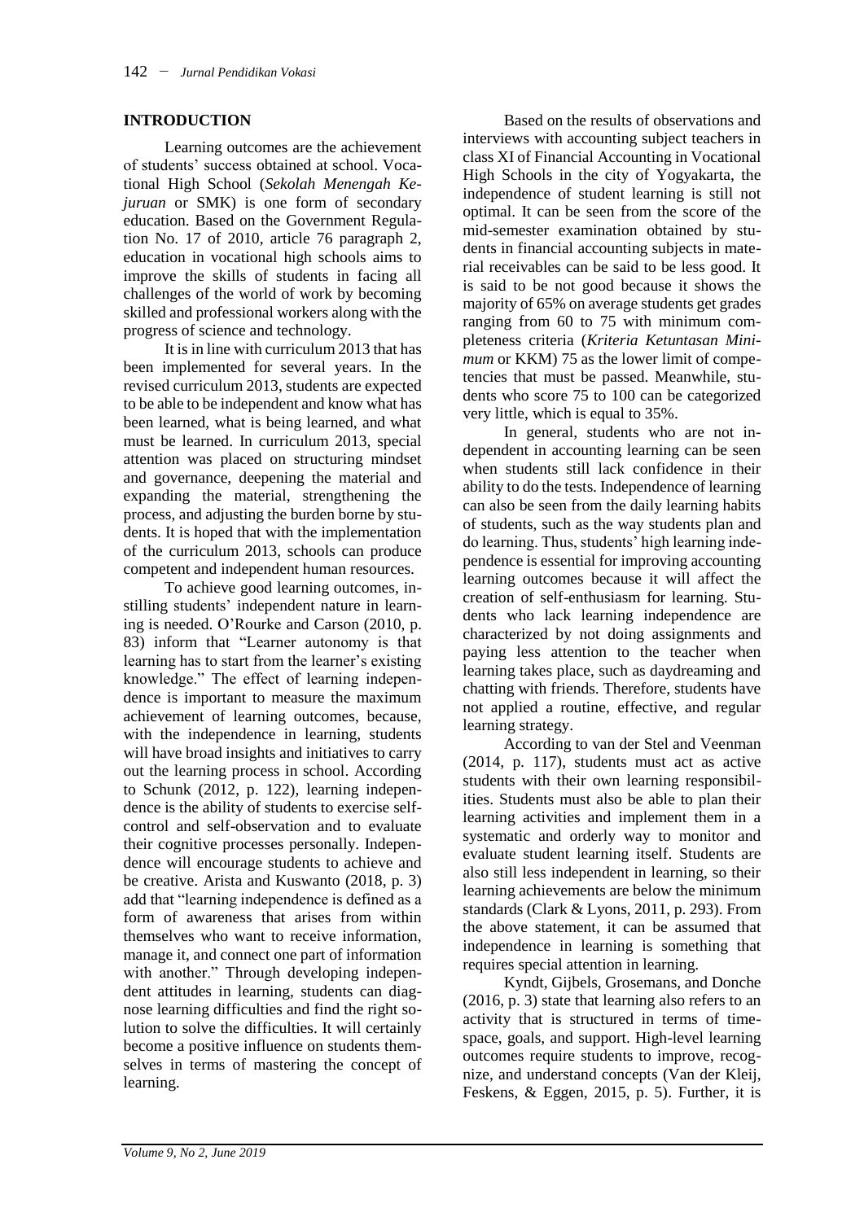## INTRODUCTION

Learning outcomes are the achievement of students' success obtained at school. Vocational High School (*Sekolah Menengah Kejuruan* or SMK) is one form of secondary education. Based on the Government Regulation No. 17 of 2010, article 76 paragraph 2, education in vocational high schools aims to improve the skills of students in facing all challenges of the world of work by becoming skilled and professional workers along with the progress of science and technology.

It is in line with curriculum 2013 that has been implemented for several years. In the revised curriculum 2013, students are expected to be able to be independent and know what has been learned, what is being learned, and what must be learned. In curriculum 2013, special attention was placed on structuring mindset and governance, deepening the material and expanding the material, strengthening the process, and adjusting the burden borne by students. It is hoped that with the implementation of the curriculum 2013, schools can produce competent and independent human resources.

To achieve good learning outcomes, instilling students' independent nature in learning is needed. O'Rourke and Carson (2010, p. 83) inform that "Learner autonomy is that learning has to start from the learner's existing knowledge." The effect of learning independence is important to measure the maximum achievement of learning outcomes, because, with the independence in learning, students will have broad insights and initiatives to carry out the learning process in school. According to Schunk (2012, p. 122), learning independence is the ability of students to exercise self-control and self-observation and to evaluate their cognitive processes personally. Independence will encourage students to achieve and be creative. Arista and Kuswanto (2018, p. 3) add that "learning independence is defined as a form of awareness that arises from within themselves who want to receive information, manage it, and connect one part of information with another." Through developing independent attitudes in learning, students can diagnose learning difficulties and find the right solution to solve the difficulties. It will certainly become a positive influence on students themselves in terms of mastering the concept of learning.

Based on the results of observations and interviews with accounting subject teachers in class XI of Financial Accounting in Vocational High Schools in the city of Yogyakarta, the independence of student learning is still not optimal. It can be seen from the score of the mid-semester examination obtained by students in financial accounting subjects in material receivables can be said to be less good. It is said to be not good because it shows the majority of 65% on average students get grades ranging from 60 to 75 with minimum completeness criteria (*Kriteria Ketuntasan Minimum* or KKM) 75 as the lower limit of competencies that must be passed. Meanwhile, students who score 75 to 100 can be categorized very little, which is equal to 35%.

In general, students who are not independent in accounting learning can be seen when students still lack confidence in their ability to do the tests. Independence of learning can also be seen from the daily learning habits of students, such as the way students plan and do learning. Thus, students' high learning independence is essential for improving accounting learning outcomes because it will affect the creation of self-enthusiasm for learning. Students who lack learning independence are characterized by not doing assignments and paying less attention to the teacher when learning takes place, such as daydreaming and chatting with friends. Therefore, students have not applied a routine, effective, and regular learning strategy.

According to van der Stel and Veenman (2014, p. 117), students must act as active students with their own learning responsibilities. Students must also be able to plan their learning activities and implement them in a systematic and orderly way to monitor and evaluate student learning itself. Students are also still less independent in learning, so their learning achievements are below the minimum standards (Clark & Lyons, 2011, p. 293). From the above statement, it can be assumed that independence in learning is something that requires special attention in learning.

Kyndt, Gijbels, Grosemans, and Donche (2016, p. 3) state that learning also refers to an activity that is structured in terms of time-space, goals, and support. High-level learning outcomes require students to improve, recognize, and understand concepts (Van der Kleij, Feskens, & Eggen, 2015, p. 5). Further, it is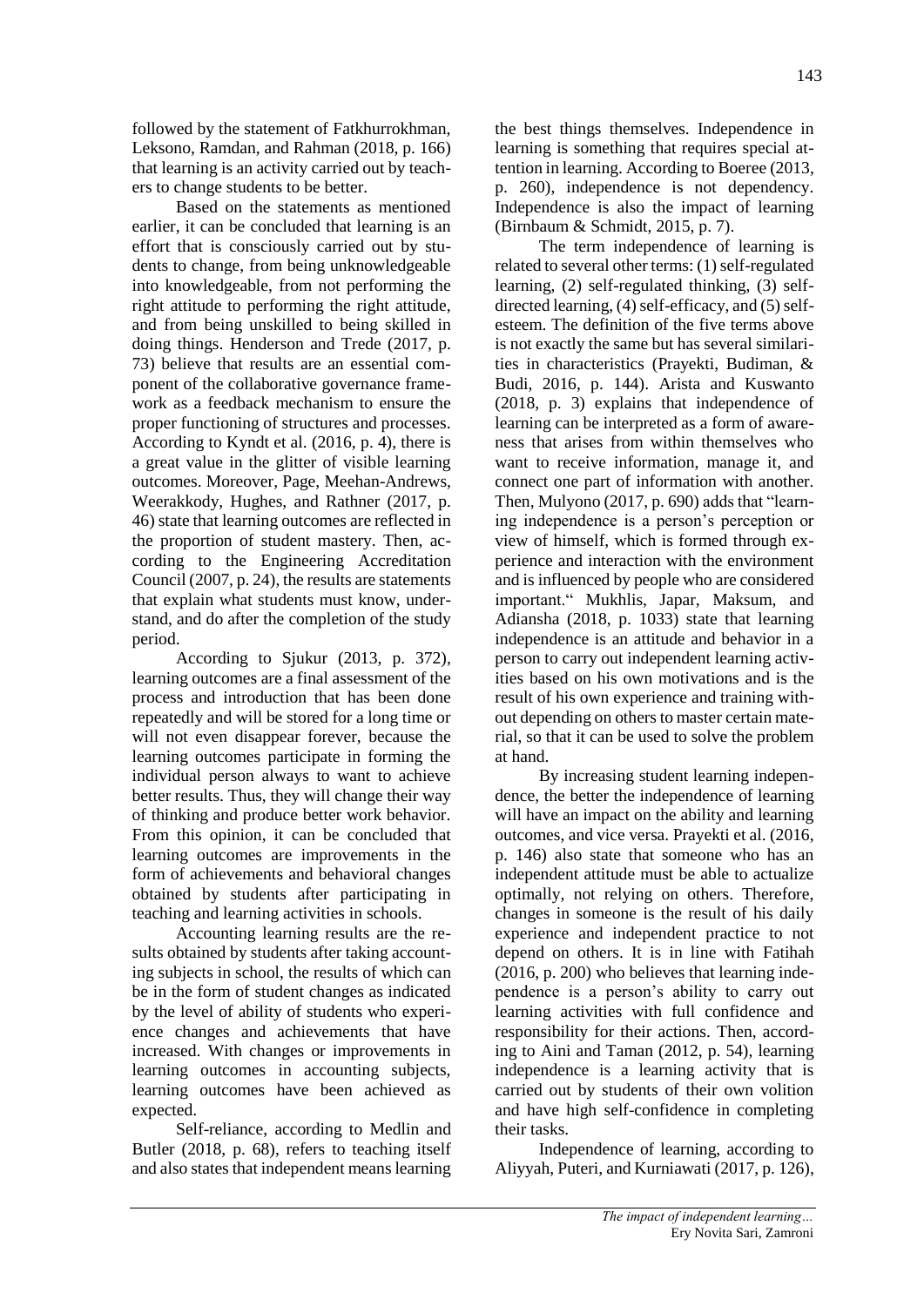followed by the statement of Fatkhurrokhman, Leksono, Ramdan, and Rahman (2018, p. 166) that learning is an activity carried out by teachers to change students to be better.

Based on the statements as mentioned earlier, it can be concluded that learning is an effort that is consciously carried out by students to change, from being unknowledgeable into knowledgeable, from not performing the right attitude to performing the right attitude, and from being unskilled to being skilled in doing things. Henderson and Trede (2017, p. 73) believe that results are an essential component of the collaborative governance framework as a feedback mechanism to ensure the proper functioning of structures and processes. According to Kyndt et al. (2016, p. 4), there is a great value in the glitter of visible learning outcomes. Moreover, Page, Meehan-Andrews, Weerakkody, Hughes, and Rathner (2017, p. 46) state that learning outcomes are reflected in the proportion of student mastery. Then, according to the Engineering Accreditation Council (2007, p. 24), the results are statements that explain what students must know, understand, and do after the completion of the study period.

According to Sjukur (2013, p. 372), learning outcomes are a final assessment of the process and introduction that has been done repeatedly and will be stored for a long time or will not even disappear forever, because the learning outcomes participate in forming the individual person always to want to achieve better results. Thus, they will change their way of thinking and produce better work behavior. From this opinion, it can be concluded that learning outcomes are improvements in the form of achievements and behavioral changes obtained by students after participating in teaching and learning activities in schools.

Accounting learning results are the results obtained by students after taking accounting subjects in school, the results of which can be in the form of student changes as indicated by the level of ability of students who experience changes and achievements that have increased. With changes or improvements in learning outcomes in accounting subjects, learning outcomes have been achieved as expected.

Self-reliance, according to Medlin and Butler (2018, p. 68), refers to teaching itself and also states that independent means learning the best things themselves. Independence in learning is something that requires special attention in learning. According to Boeree (2013, p. 260), independence is not dependency. Independence is also the impact of learning (Birnbaum & Schmidt, 2015, p. 7).

The term independence of learning is related to several other terms: (1) self-regulated learning, (2) self-regulated thinking, (3) self-directed learning, (4) self-efficacy, and (5) self-esteem. The definition of the five terms above is not exactly the same but has several similarities in characteristics (Prayekti, Budiman, & Budi, 2016, p. 144). Arista and Kuswanto (2018, p. 3) explains that independence of learning can be interpreted as a form of awareness that arises from within themselves who want to receive information, manage it, and connect one part of information with another. Then, Mulyono (2017, p. 690) adds that "learning independence is a person's perception or view of himself, which is formed through experience and interaction with the environment and is influenced by people who are considered important." Mukhlis, Japar, Maksum, and Adiansha (2018, p. 1033) state that learning independence is an attitude and behavior in a person to carry out independent learning activities based on his own motivations and is the result of his own experience and training without depending on others to master certain material, so that it can be used to solve the problem at hand.

By increasing student learning independence, the better the independence of learning will have an impact on the ability and learning outcomes, and vice versa. Prayekti et al. (2016, p. 146) also state that someone who has an independent attitude must be able to actualize optimally, not relying on others. Therefore, changes in someone is the result of his daily experience and independent practice to not depend on others. It is in line with Fatihah (2016, p. 200) who believes that learning independence is a person's ability to carry out learning activities with full confidence and responsibility for their actions. Then, according to Aini and Taman (2012, p. 54), learning independence is a learning activity that is carried out by students of their own volition and have high self-confidence in completing their tasks.

Independence of learning, according to Aliyyah, Puteri, and Kurniawati (2017, p. 126),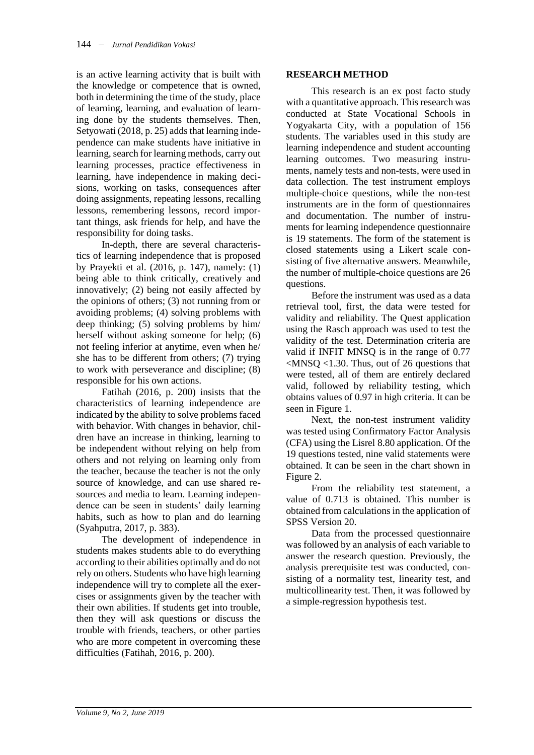is an active learning activity that is built with the knowledge or competence that is owned, both in determining the time of the study, place of learning, learning, and evaluation of learning done by the students themselves. Then, Setyowati (2018, p. 25) adds that learning independence can make students have initiative in learning, search for learning methods, carry out learning processes, practice effectiveness in learning, have independence in making decisions, working on tasks, consequences after doing assignments, repeating lessons, recalling lessons, remembering lessons, record important things, ask friends for help, and have the responsibility for doing tasks.

In-depth, there are several characteristics of learning independence that is proposed by Prayekti et al. (2016, p. 147), namely: (1) being able to think critically, creatively and innovatively; (2) being not easily affected by the opinions of others; (3) not running from or avoiding problems; (4) solving problems with deep thinking; (5) solving problems by him/herself without asking someone for help; (6) not feeling inferior at anytime, even when he/she has to be different from others; (7) trying to work with perseverance and discipline; (8) responsible for his own actions.

Fatihah (2016, p. 200) insists that the characteristics of learning independence are indicated by the ability to solve problems faced with behavior. With changes in behavior, children have an increase in thinking, learning to be independent without relying on help from others and not relying on learning only from the teacher, because the teacher is not the only source of knowledge, and can use shared resources and media to learn. Learning independence can be seen in students' daily learning habits, such as how to plan and do learning (Syahputra, 2017, p. 383).

The development of independence in students makes students able to do everything according to their abilities optimally and do not rely on others. Students who have high learning independence will try to complete all the exercises or assignments given by the teacher with their own abilities. If students get into trouble, then they will ask questions or discuss the trouble with friends, teachers, or other parties who are more competent in overcoming these difficulties (Fatihah, 2016, p. 200).

## RESEARCH METHOD

This research is an ex post facto study with a quantitative approach. This research was conducted at State Vocational Schools in Yogyakarta City, with a population of 156 students. The variables used in this study are learning independence and student accounting learning outcomes. Two measuring instruments, namely tests and non-tests, were used in data collection. The test instrument employs multiple-choice questions, while the non-test instruments are in the form of questionnaires and documentation. The number of instruments for learning independence questionnaire is 19 statements. The form of the statement is closed statements using a Likert scale consisting of five alternative answers. Meanwhile, the number of multiple-choice questions are 26 questions.

Before the instrument was used as a data retrieval tool, first, the data were tested for validity and reliability. The Quest application using the Rasch approach was used to test the validity of the test. Determination criteria are valid if INFIT MNSQ is in the range of $0.77 < \text{MNSQ} < 1.30$. Thus, out of 26 questions that were tested, all of them are entirely declared valid, followed by reliability testing, which obtains values of 0.97 in high criteria. It can be seen in Figure 1.

Next, the non-test instrument validity was tested using Confirmatory Factor Analysis (CFA) using the Lisrel 8.80 application. Of the 19 questions tested, nine valid statements were obtained. It can be seen in the chart shown in Figure 2.

From the reliability test statement, a value of 0.713 is obtained. This number is obtained from calculations in the application of SPSS Version 20.

Data from the processed questionnaire was followed by an analysis of each variable to answer the research question. Previously, the analysis prerequisite test was conducted, consisting of a normality test, linearity test, and multicollinearity test. Then, it was followed by a simple-regression hypothesis test.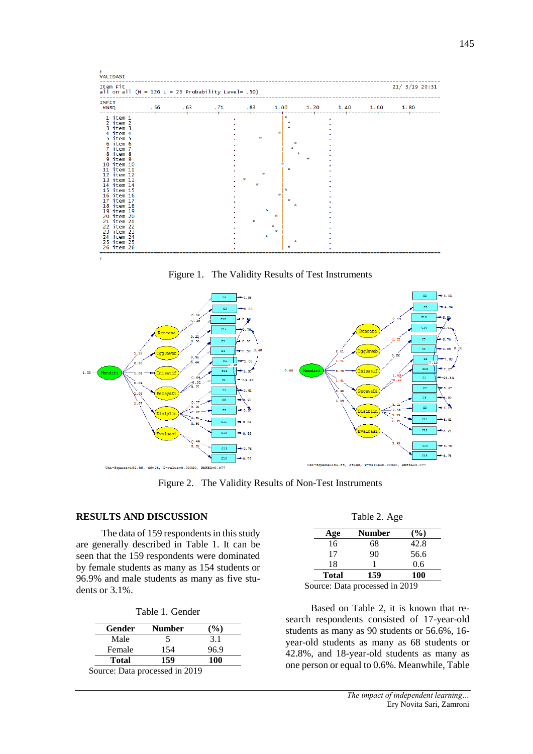Figure 1. The Validity Results of Test Instruments

Figure 2. The Validity Results of Non-Test Instruments

## RESULTS AND DISCUSSION

The data of 159 respondents in this study are generally described in Table 1. It can be seen that the 159 respondents were dominated by female students as many as 154 students or 96.9% and male students as many as five students or 3.1%.

Table 1. Gender

| Gender | Number | (%) |
|---|---|---|
| Male | 5 | 3.1 |
| Female | 154 | 96.9 |
| **Total** | **159** | **100** |

Source: Data processed in 2019

Table 2. Age

| Age | Number | (%) |
|---|---|---|
| 16 | 68 | 42.8 |
| 17 | 90 | 56.6 |
| 18 | 1 | 0.6 |
| **Total** | **159** | **100** |

Source: Data processed in 2019

Based on Table 2, it is known that research respondents consisted of 17-year-old students as many as 90 students or 56.6%, 16-year-old students as many as 68 students or 42.8%, and 18-year-old students as many as one person or equal to 0.6%. Meanwhile, Table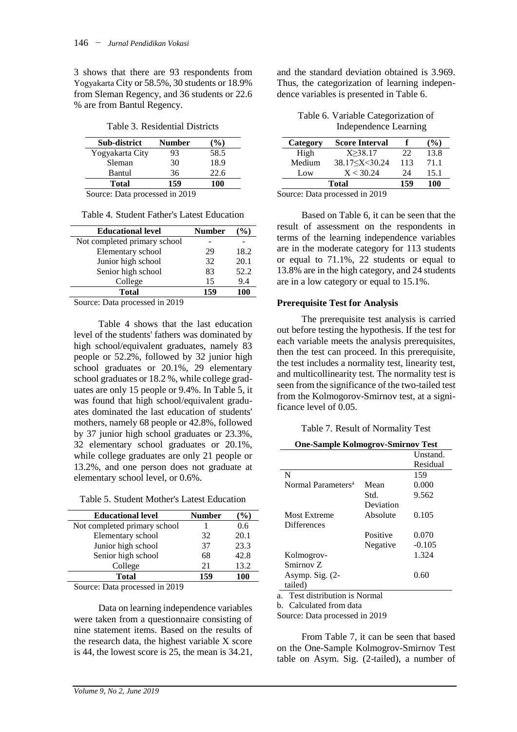3 shows that there are 93 respondents from Yogyakarta City or 58.5%, 30 students or 18.9% from Sleman Regency, and 36 students or 22.6 % are from Bantul Regency.

Table 3. Residential Districts

| Sub-district | Number | (%) |
|---|---|---|
| Yogyakarta City | 93 | 58.5 |
| Sleman | 30 | 18.9 |
| Bantul | 36 | 22.6 |
| **Total** | **159** | **100** |

Source: Data processed in 2019

Table 4. Student Father's Latest Education

| Educational level | Number | (%) |
|---|---|---|
| Not completed primary school | - | - |
| Elementary school | 29 | 18.2 |
| Junior high school | 32 | 20.1 |
| Senior high school | 83 | 52.2 |
| College | 15 | 9.4 |
| **Total** | **159** | **100** |

Source: Data processed in 2019

Table 4 shows that the last education level of the students' fathers was dominated by high school/equivalent graduates, namely 83 people or 52.2%, followed by 32 junior high school graduates or 20.1%, 29 elementary school graduates or 18.2 %, while college graduates are only 15 people or 9.4%. In Table 5, it was found that high school/equivalent graduates dominated the last education of students' mothers, namely 68 people or 42.8%, followed by 37 junior high school graduates or 23.3%, 32 elementary school graduates or 20.1%, while college graduates are only 21 people or 13.2%, and one person does not graduate at elementary school level, or 0.6%.

Table 5. Student Mother's Latest Education

| Educational level | Number | (%) |
|---|---|---|
| Not completed primary school | 1 | 0.6 |
| Elementary school | 32 | 20.1 |
| Junior high school | 37 | 23.3 |
| Senior high school | 68 | 42.8 |
| College | 21 | 13.2 |
| **Total** | **159** | **100** |

Source: Data processed in 2019

Data on learning independence variables were taken from a questionnaire consisting of nine statement items. Based on the results of the research data, the highest variable X score is 44, the lowest score is 25, the mean is 34.21, and the standard deviation obtained is 3.969. Thus, the categorization of learning independence variables is presented in Table 6.

Table 6. Variable Categorization of Independence Learning

| Category | Score Interval | f | (%) |
|---|---|---|---|
| High | $X \geq 38.17$ | 22 | 13.8 |
| Medium | $38.17 \leq X < 30.24$ | 113 | 71.1 |
| Low | $X < 30.24$ | 24 | 15.1 |
| **Total** | | **159** | **100** |

Source: Data processed in 2019

Based on Table 6, it can be seen that the result of assessment on the respondents in terms of the learning independence variables are in the moderate category for 113 students or equal to 71.1%, 22 students or equal to 13.8% are in the high category, and 24 students are in a low category or equal to 15.1%.

### Prerequisite Test for Analysis

The prerequisite test analysis is carried out before testing the hypothesis. If the test for each variable meets the analysis prerequisites, then the test can proceed. In this prerequisite, the test includes a normality test, linearity test, and multicollinearity test. The normality test is seen from the significance of the two-tailed test from the Kolmogorov-Smirnov test, at a significance level of 0.05.

Table 7. Result of Normality Test

| One-Sample Kolmogrov-Smirnov Test | | |
|---|---|---|
| | | Unstand. Residual |
| N | | 159 |
| Normal Parameters[a] | Mean | 0.000 |
| | Std. Deviation | 9.562 |
| Most Extreme Differences | Absolute | 0.105 |
| | Positive | 0.070 |
| | Negative | -0.105 |
| Kolmogrov-Smirnov Z | | 1.324 |
| Asymp. Sig. (2-tailed) | | 0.60 |

a. Test distribution is Normal

b. Calculated from data

Source: Data processed in 2019

From Table 7, it can be seen that based on the One-Sample Kolmogrov-Smirnov Test table on Asym. Sig. (2-tailed), a number of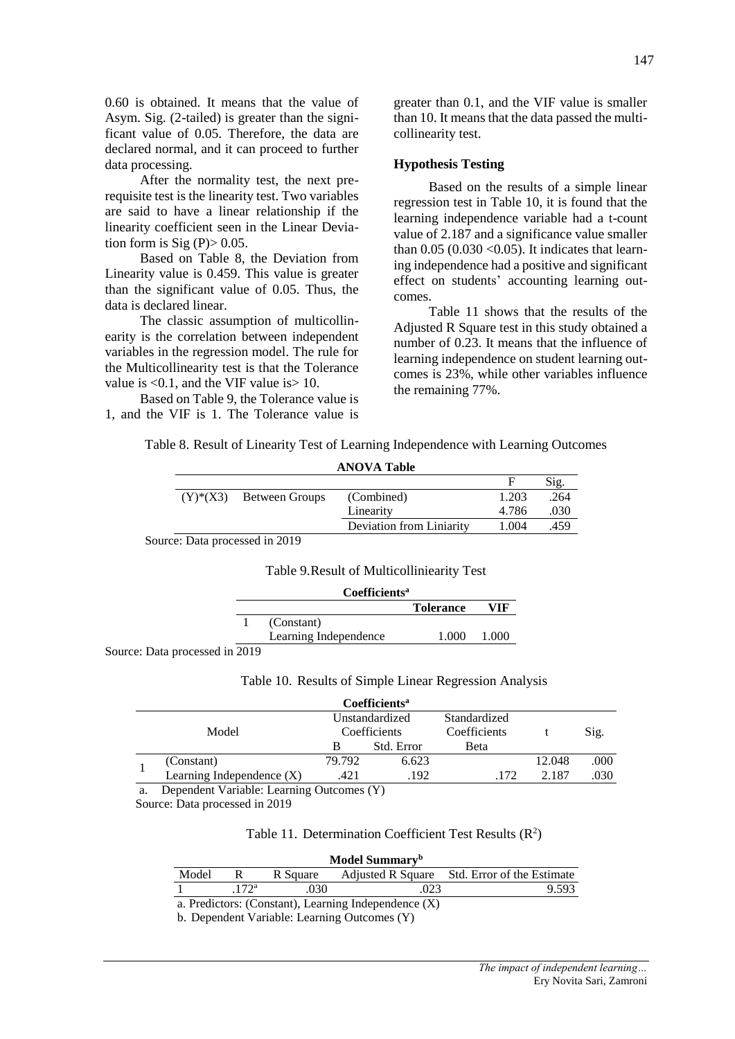0.60 is obtained. It means that the value of Asym. Sig. (2-tailed) is greater than the significant value of 0.05. Therefore, the data are declared normal, and it can proceed to further data processing.

After the normality test, the next prerequisite test is the linearity test. Two variables are said to have a linear relationship if the linearity coefficient seen in the Linear Deviation form is Sig (P)> 0.05.

Based on Table 8, the Deviation from Linearity value is 0.459. This value is greater than the significant value of 0.05. Thus, the data is declared linear.

The classic assumption of multicollinearity is the correlation between independent variables in the regression model. The rule for the Multicollinearity test is that the Tolerance value is <0.1, and the VIF value is> 10.

Based on Table 9, the Tolerance value is 1, and the VIF is 1. The Tolerance value is greater than 0.1, and the VIF value is smaller than 10. It means that the data passed the multicollinearity test.

### Hypothesis Testing

Based on the results of a simple linear regression test in Table 10, it is found that the learning independence variable had a t-count value of 2.187 and a significance value smaller than 0.05 (0.030 <0.05). It indicates that learning independence had a positive and significant effect on students' accounting learning outcomes.

Table 11 shows that the results of the Adjusted R Square test in this study obtained a number of 0.23. It means that the influence of learning independence on student learning outcomes is 23%, while other variables influence the remaining 77%.

Table 8. Result of Linearity Test of Learning Independence with Learning Outcomes

**ANOVA Table**

| | | | F | Sig. |
|---|---|---|---|---|
| (Y)*(X3) | Between Groups | (Combined) | 1.203 | .264 |
| | | Linearity | 4.786 | .030 |
| | | Deviation from Liniarity | 1.004 | .459 |

Source: Data processed in 2019

Table 9.Result of Multicolliniearity Test

**Coefficients[a]**

| | | Tolerance | VIF |
|---|---|---|---|
| 1 | (Constant) | | |
| | Learning Independence | 1.000 | 1.000 |

Source: Data processed in 2019

Table 10. Results of Simple Linear Regression Analysis

**Coefficients[a]**

| Model | | Unstandardized Coefficients | | Standardized Coefficients | t | Sig. |
|---|---|---|---|---|---|---|
| | | B | Std. Error | Beta | | |
| 1 | (Constant) | 79.792 | 6.623 | | 12.048 | .000 |
| | Learning Independence (X) | .421 | .192 | .172 | 2.187 | .030 |

a. Dependent Variable: Learning Outcomes (Y)

Source: Data processed in 2019

Table 11. Determination Coefficient Test Results ($R^2$)

**Model Summary[b]**

| Model | R | R Square | Adjusted R Square | Std. Error of the Estimate |
|---|---|---|---|---|
| 1 | .172[a] | .030 | .023 | 9.593 |

a. Predictors: (Constant), Learning Independence (X)

b. Dependent Variable: Learning Outcomes (Y)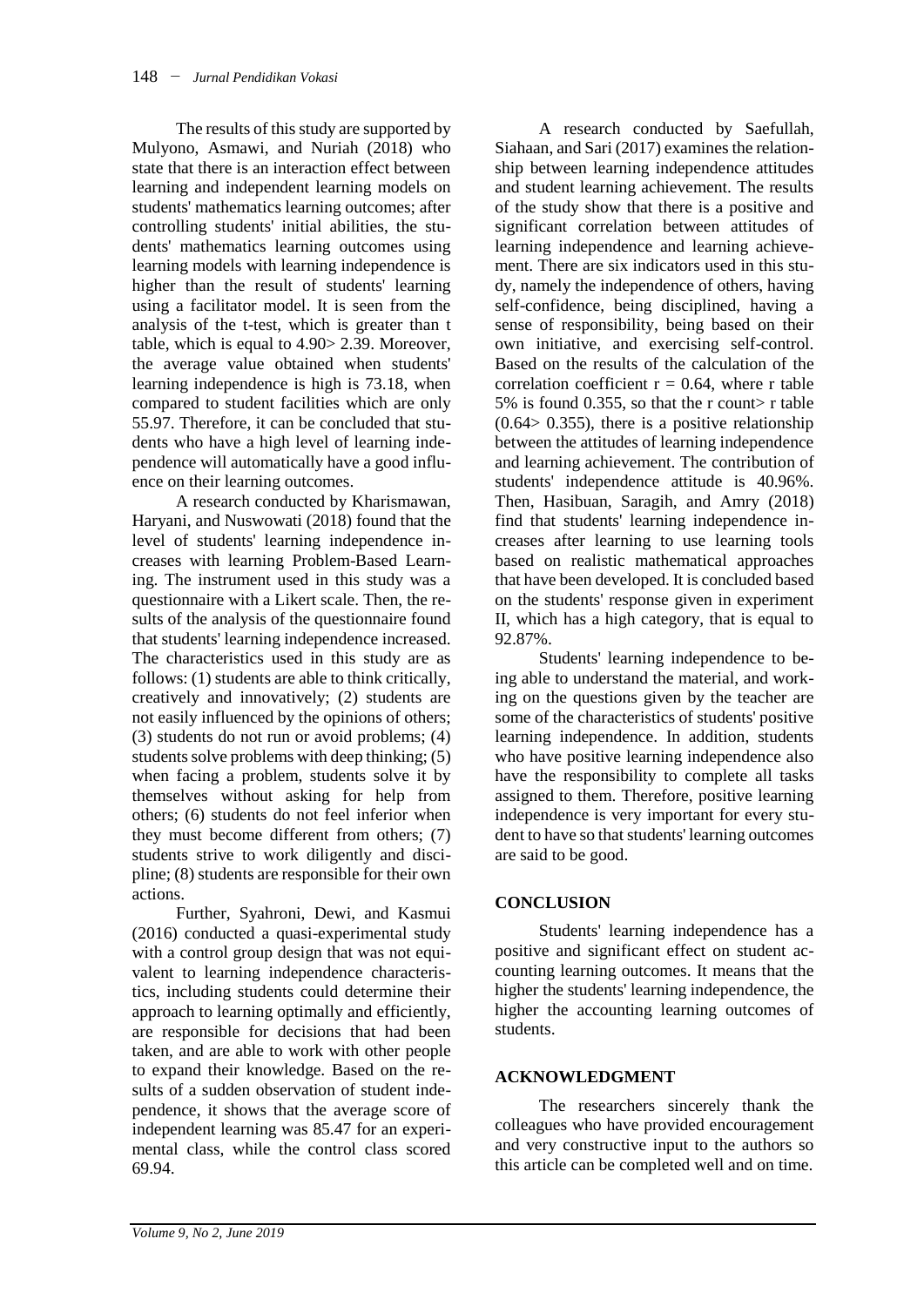The results of this study are supported by Mulyono, Asmawi, and Nuriah (2018) who state that there is an interaction effect between learning and independent learning models on students' mathematics learning outcomes; after controlling students' initial abilities, the students' mathematics learning outcomes using learning models with learning independence is higher than the result of students' learning using a facilitator model. It is seen from the analysis of the t-test, which is greater than t table, which is equal to 4.90> 2.39. Moreover, the average value obtained when students' learning independence is high is 73.18, when compared to student facilities which are only 55.97. Therefore, it can be concluded that students who have a high level of learning independence will automatically have a good influence on their learning outcomes.

A research conducted by Kharismawan, Haryani, and Nuswowati (2018) found that the level of students' learning independence increases with learning Problem-Based Learning. The instrument used in this study was a questionnaire with a Likert scale. Then, the results of the analysis of the questionnaire found that students' learning independence increased. The characteristics used in this study are as follows: (1) students are able to think critically, creatively and innovatively; (2) students are not easily influenced by the opinions of others; (3) students do not run or avoid problems; (4) students solve problems with deep thinking; (5) when facing a problem, students solve it by themselves without asking for help from others; (6) students do not feel inferior when they must become different from others; (7) students strive to work diligently and discipline; (8) students are responsible for their own actions.

Further, Syahroni, Dewi, and Kasmui (2016) conducted a quasi-experimental study with a control group design that was not equivalent to learning independence characteristics, including students could determine their approach to learning optimally and efficiently, are responsible for decisions that had been taken, and are able to work with other people to expand their knowledge. Based on the results of a sudden observation of student independence, it shows that the average score of independent learning was 85.47 for an experimental class, while the control class scored 69.94.

A research conducted by Saefullah, Siahaan, and Sari (2017) examines the relationship between learning independence attitudes and student learning achievement. The results of the study show that there is a positive and significant correlation between attitudes of learning independence and learning achievement. There are six indicators used in this study, namely the independence of others, having self-confidence, being disciplined, having a sense of responsibility, being based on their own initiative, and exercising self-control. Based on the results of the calculation of the correlation coefficient $r = 0.64$, where r table 5% is found 0.355, so that the r count> r table (0.64> 0.355), there is a positive relationship between the attitudes of learning independence and learning achievement. The contribution of students' independence attitude is 40.96%. Then, Hasibuan, Saragih, and Amry (2018) find that students' learning independence increases after learning to use learning tools based on realistic mathematical approaches that have been developed. It is concluded based on the students' response given in experiment II, which has a high category, that is equal to 92.87%.

Students' learning independence to being able to understand the material, and working on the questions given by the teacher are some of the characteristics of students' positive learning independence. In addition, students who have positive learning independence also have the responsibility to complete all tasks assigned to them. Therefore, positive learning independence is very important for every student to have so that students' learning outcomes are said to be good.

## CONCLUSION

Students' learning independence has a positive and significant effect on student accounting learning outcomes. It means that the higher the students' learning independence, the higher the accounting learning outcomes of students.

## ACKNOWLEDGMENT

The researchers sincerely thank the colleagues who have provided encouragement and very constructive input to the authors so this article can be completed well and on time.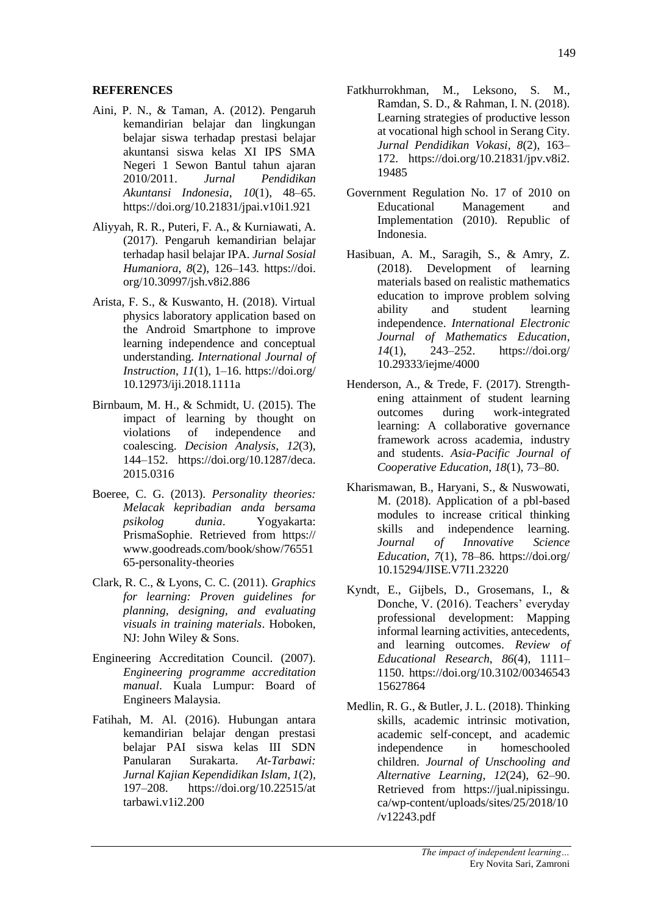## REFERENCES

Aini, P. N., & Taman, A. (2012). Pengaruh kemandirian belajar dan lingkungan belajar siswa terhadap prestasi belajar akuntansi siswa kelas XI IPS SMA Negeri 1 Sewon Bantul tahun ajaran 2010/2011. *Jurnal Pendidikan Akuntansi Indonesia*, *10*(1), 48–65. https://doi.org/10.21831/jpai.v10i1.921

Aliyyah, R. R., Puteri, F. A., & Kurniawati, A. (2017). Pengaruh kemandirian belajar terhadap hasil belajar IPA. *Jurnal Sosial Humaniora*, *8*(2), 126–143. https://doi.org/10.30997/jsh.v8i2.886

Arista, F. S., & Kuswanto, H. (2018). Virtual physics laboratory application based on the Android Smartphone to improve learning independence and conceptual understanding. *International Journal of Instruction*, *11*(1), 1–16. https://doi.org/10.12973/iji.2018.1111a

Birnbaum, M. H., & Schmidt, U. (2015). The impact of learning by thought on violations of independence and coalescing. *Decision Analysis*, *12*(3), 144–152. https://doi.org/10.1287/deca.2015.0316

Boeree, C. G. (2013). *Personality theories: Melacak kepribadian anda bersama psikolog dunia*. Yogyakarta: PrismaSophie. Retrieved from https://www.goodreads.com/book/show/7655165-personality-theories

Clark, R. C., & Lyons, C. C. (2011). *Graphics for learning: Proven guidelines for planning, designing, and evaluating visuals in training materials*. Hoboken, NJ: John Wiley & Sons.

Engineering Accreditation Council. (2007). *Engineering programme accreditation manual*. Kuala Lumpur: Board of Engineers Malaysia.

Fatihah, M. Al. (2016). Hubungan antara kemandirian belajar dengan prestasi belajar PAI siswa kelas III SDN Panularan Surakarta. *At-Tarbawi: Jurnal Kajian Kependidikan Islam*, *1*(2), 197–208. https://doi.org/10.22515/attarbawi.v1i2.200

Fatkhurrokhman, M., Leksono, S. M., Ramdan, S. D., & Rahman, I. N. (2018). Learning strategies of productive lesson at vocational high school in Serang City. *Jurnal Pendidikan Vokasi*, *8*(2), 163–172. https://doi.org/10.21831/jpv.v8i2.19485

Government Regulation No. 17 of 2010 on Educational Management and Implementation (2010). Republic of Indonesia.

Hasibuan, A. M., Saragih, S., & Amry, Z. (2018). Development of learning materials based on realistic mathematics education to improve problem solving ability and student learning independence. *International Electronic Journal of Mathematics Education*, *14*(1), 243–252. https://doi.org/10.29333/iejme/4000

Henderson, A., & Trede, F. (2017). Strengthening attainment of student learning outcomes during work-integrated learning: A collaborative governance framework across academia, industry and students. *Asia-Pacific Journal of Cooperative Education*, *18*(1), 73–80.

Kharismawan, B., Haryani, S., & Nuswowati, M. (2018). Application of a pbl-based modules to increase critical thinking skills and independence learning. *Journal of Innovative Science Education*, *7*(1), 78–86. https://doi.org/10.15294/JISE.V7I1.23220

Kyndt, E., Gijbels, D., Grosemans, I., & Donche, V. (2016). Teachers' everyday professional development: Mapping informal learning activities, antecedents, and learning outcomes. *Review of Educational Research*, *86*(4), 1111–1150. https://doi.org/10.3102/0034654315627864

Medlin, R. G., & Butler, J. L. (2018). Thinking skills, academic intrinsic motivation, academic self-concept, and academic independence in homeschooled children. *Journal of Unschooling and Alternative Learning*, *12*(24), 62–90. Retrieved from https://jual.nipissingu.ca/wp-content/uploads/sites/25/2018/10/v12243.pdf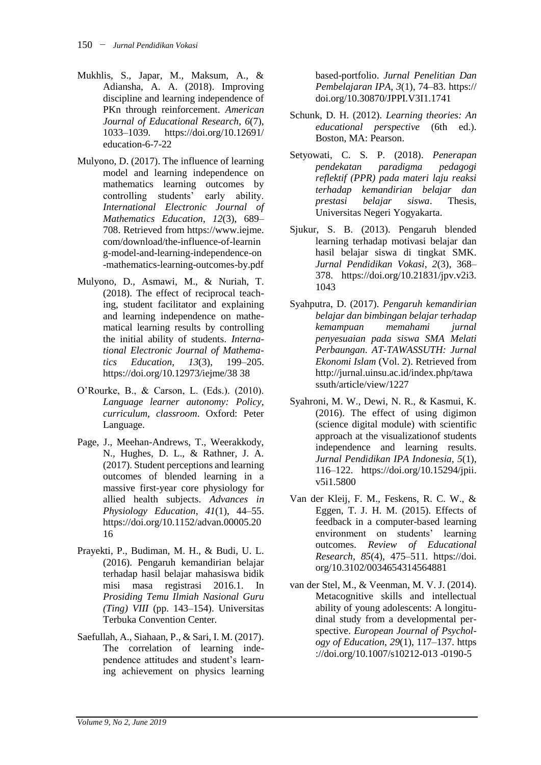Mukhlis, S., Japar, M., Maksum, A., & Adiansha, A. A. (2018). Improving discipline and learning independence of PKn through reinforcement. *American Journal of Educational Research*, *6*(7), 1033–1039. https://doi.org/10.12691/education-6-7-22

Mulyono, D. (2017). The influence of learning model and learning independence on mathematics learning outcomes by controlling students' early ability. *International Electronic Journal of Mathematics Education*, *12*(3), 689–708. Retrieved from https://www.iejme.com/download/the-influence-of-learning-model-and-learning-independence-on-mathematics-learning-outcomes-by.pdf

Mulyono, D., Asmawi, M., & Nuriah, T. (2018). The effect of reciprocal teaching, student facilitator and explaining and learning independence on mathematical learning results by controlling the initial ability of students. *International Electronic Journal of Mathematics Education*, *13*(3), 199–205. https://doi.org/10.12973/iejme/38 38

O'Rourke, B., & Carson, L. (Eds.). (2010). *Language learner autonomy: Policy, curriculum, classroom*. Oxford: Peter Language.

Page, J., Meehan-Andrews, T., Weerakkody, N., Hughes, D. L., & Rathner, J. A. (2017). Student perceptions and learning outcomes of blended learning in a massive first-year core physiology for allied health subjects. *Advances in Physiology Education*, *41*(1), 44–55. https://doi.org/10.1152/advan.00005.2016

Prayekti, P., Budiman, M. H., & Budi, U. L. (2016). Pengaruh kemandirian belajar terhadap hasil belajar mahasiswa bidik misi masa registrasi 2016.1. In *Prosiding Temu Ilmiah Nasional Guru (Ting) VIII* (pp. 143–154). Universitas Terbuka Convention Center.

Saefullah, A., Siahaan, P., & Sari, I. M. (2017). The correlation of learning independence attitudes and student's learning achievement on physics learning based-portfolio. *Jurnal Penelitian Dan Pembelajaran IPA*, *3*(1), 74–83. https://doi.org/10.30870/JPPI.V3I1.1741

Schunk, D. H. (2012). *Learning theories: An educational perspective* (6th ed.). Boston, MA: Pearson.

Setyowati, C. S. P. (2018). *Penerapan pendekatan paradigma pedagogi reflektif (PPR) pada materi laju reaksi terhadap kemandirian belajar dan prestasi belajar siswa*. Thesis, Universitas Negeri Yogyakarta.

Sjukur, S. B. (2013). Pengaruh blended learning terhadap motivasi belajar dan hasil belajar siswa di tingkat SMK. *Jurnal Pendidikan Vokasi*, *2*(3), 368–378. https://doi.org/10.21831/jpv.v2i3.1043

Syahputra, D. (2017). *Pengaruh kemandirian belajar dan bimbingan belajar terhadap kemampuan memahami jurnal penyesuaian pada siswa SMA Melati Perbaungan*. *AT-TAWASSUTH: Jurnal Ekonomi Islam* (Vol. 2). Retrieved from http://jurnal.uinsu.ac.id/index.php/tawassuth/article/view/1227

Syahroni, M. W., Dewi, N. R., & Kasmui, K. (2016). The effect of using digimon (science digital module) with scientific approach at the visualizationof students independence and learning results. *Jurnal Pendidikan IPA Indonesia*, *5*(1), 116–122. https://doi.org/10.15294/jpii.v5i1.5800

Van der Kleij, F. M., Feskens, R. C. W., & Eggen, T. J. H. M. (2015). Effects of feedback in a computer-based learning environment on students' learning outcomes. *Review of Educational Research*, *85*(4), 475–511. https://doi.org/10.3102/0034654314564881

van der Stel, M., & Veenman, M. V. J. (2014). Metacognitive skills and intellectual ability of young adolescents: A longitudinal study from a developmental perspective. *European Journal of Psychology of Education*, *29*(1), 117–137. https://doi.org/10.1007/s10212-013 -0190-5